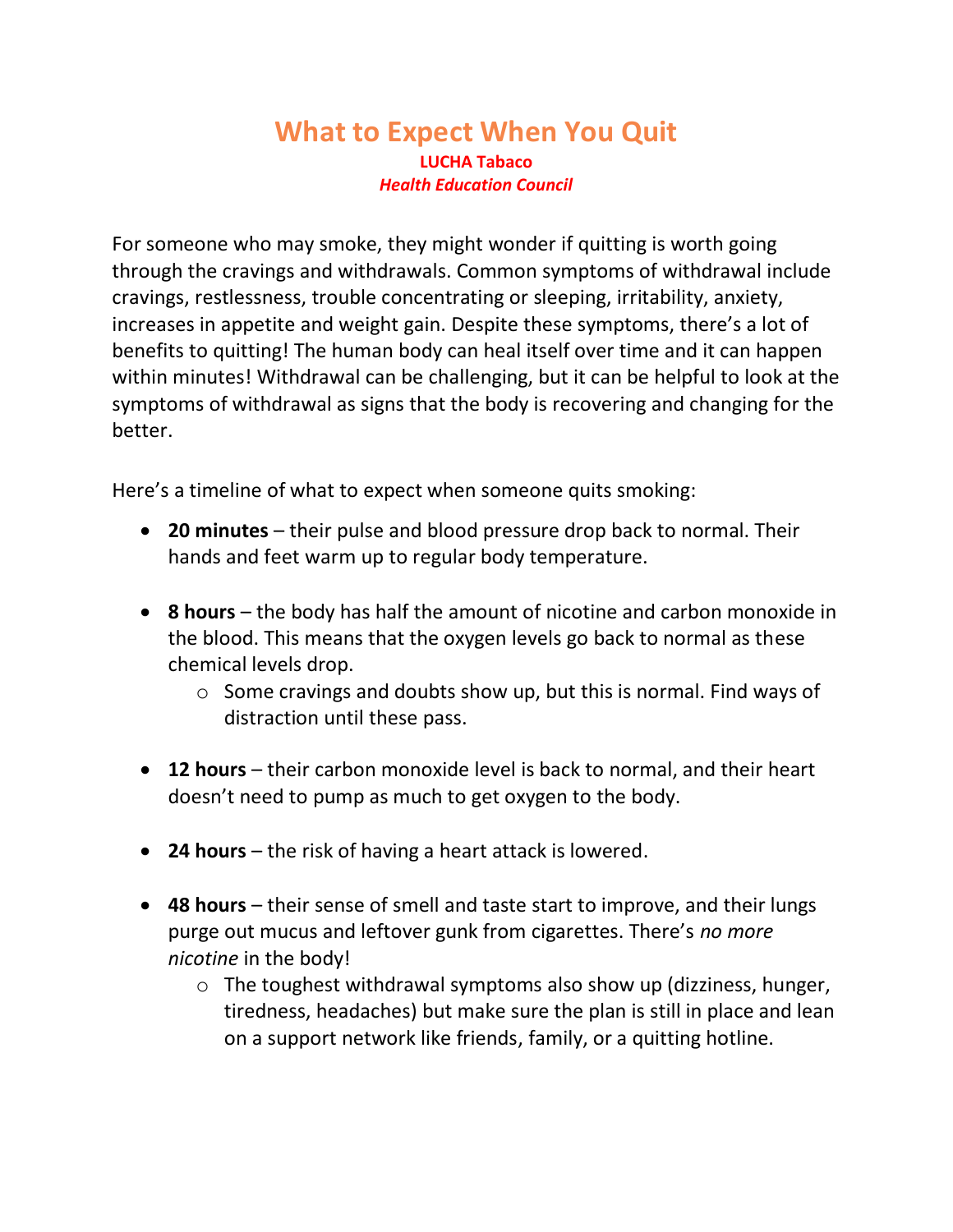# What to Expect When You Quit

**LUCHA Tabaco**

***Health Education Council***

For someone who may smoke, they might wonder if quitting is worth going through the cravings and withdrawals. Common symptoms of withdrawal include cravings, restlessness, trouble concentrating or sleeping, irritability, anxiety, increases in appetite and weight gain. Despite these symptoms, there's a lot of benefits to quitting! The human body can heal itself over time and it can happen within minutes! Withdrawal can be challenging, but it can be helpful to look at the symptoms of withdrawal as signs that the body is recovering and changing for the better.

Here's a timeline of what to expect when someone quits smoking:

- **20 minutes** – their pulse and blood pressure drop back to normal. Their hands and feet warm up to regular body temperature.

- **8 hours** – the body has half the amount of nicotine and carbon monoxide in the blood. This means that the oxygen levels go back to normal as these chemical levels drop.
  - Some cravings and doubts show up, but this is normal. Find ways of distraction until these pass.

- **12 hours** – their carbon monoxide level is back to normal, and their heart doesn't need to pump as much to get oxygen to the body.

- **24 hours** – the risk of having a heart attack is lowered.

- **48 hours** – their sense of smell and taste start to improve, and their lungs purge out mucus and leftover gunk from cigarettes. There's *no more nicotine* in the body!
  - The toughest withdrawal symptoms also show up (dizziness, hunger, tiredness, headaches) but make sure the plan is still in place and lean on a support network like friends, family, or a quitting hotline.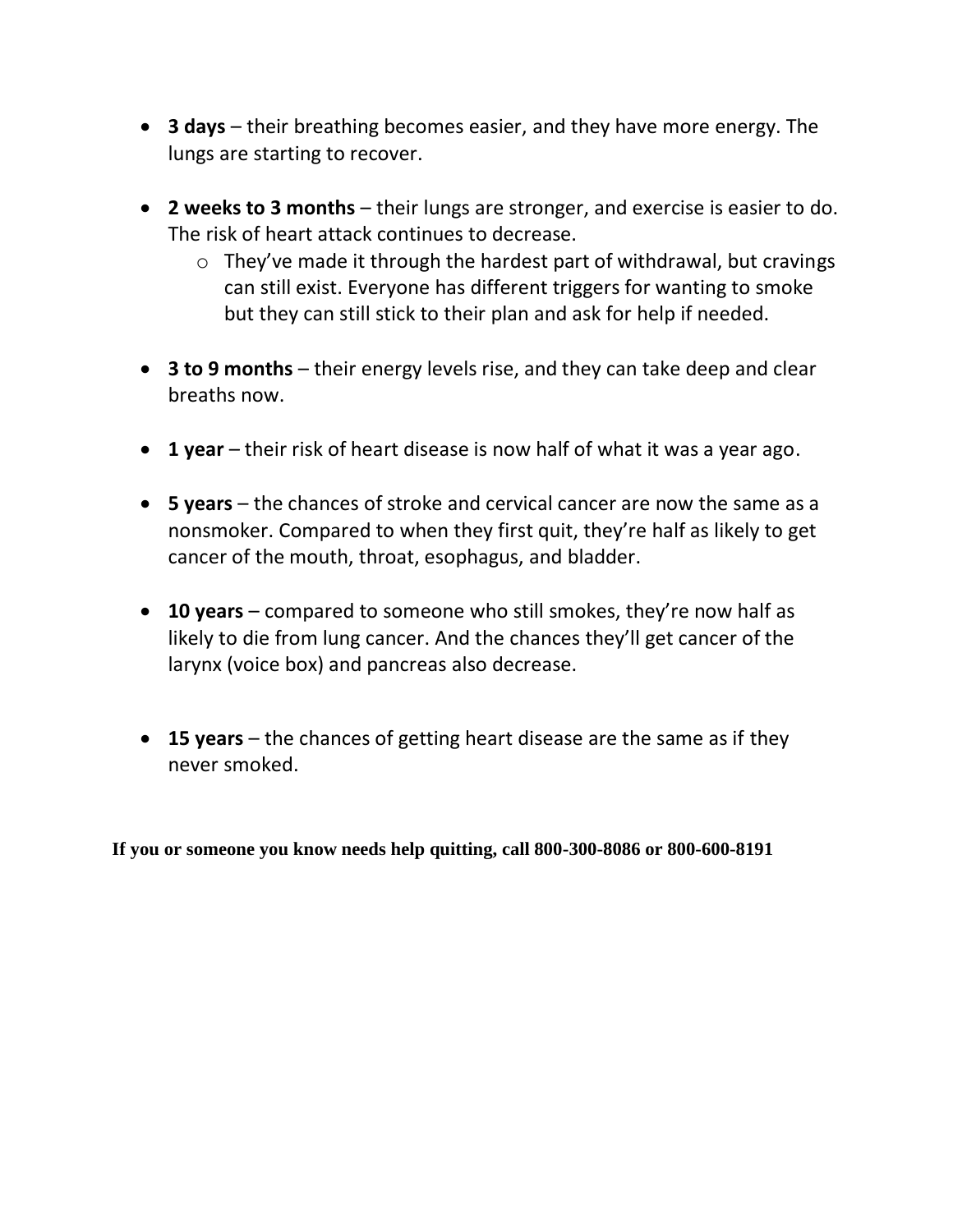- **3 days** – their breathing becomes easier, and they have more energy. The lungs are starting to recover.

- **2 weeks to 3 months** – their lungs are stronger, and exercise is easier to do. The risk of heart attack continues to decrease.
    - They've made it through the hardest part of withdrawal, but cravings can still exist. Everyone has different triggers for wanting to smoke but they can still stick to their plan and ask for help if needed.

- **3 to 9 months** – their energy levels rise, and they can take deep and clear breaths now.

- **1 year** – their risk of heart disease is now half of what it was a year ago.

- **5 years** – the chances of stroke and cervical cancer are now the same as a nonsmoker. Compared to when they first quit, they're half as likely to get cancer of the mouth, throat, esophagus, and bladder.

- **10 years** – compared to someone who still smokes, they're now half as likely to die from lung cancer. And the chances they'll get cancer of the larynx (voice box) and pancreas also decrease.

- **15 years** – the chances of getting heart disease are the same as if they never smoked.

**If you or someone you know needs help quitting, call 800-300-8086 or 800-600-8191**